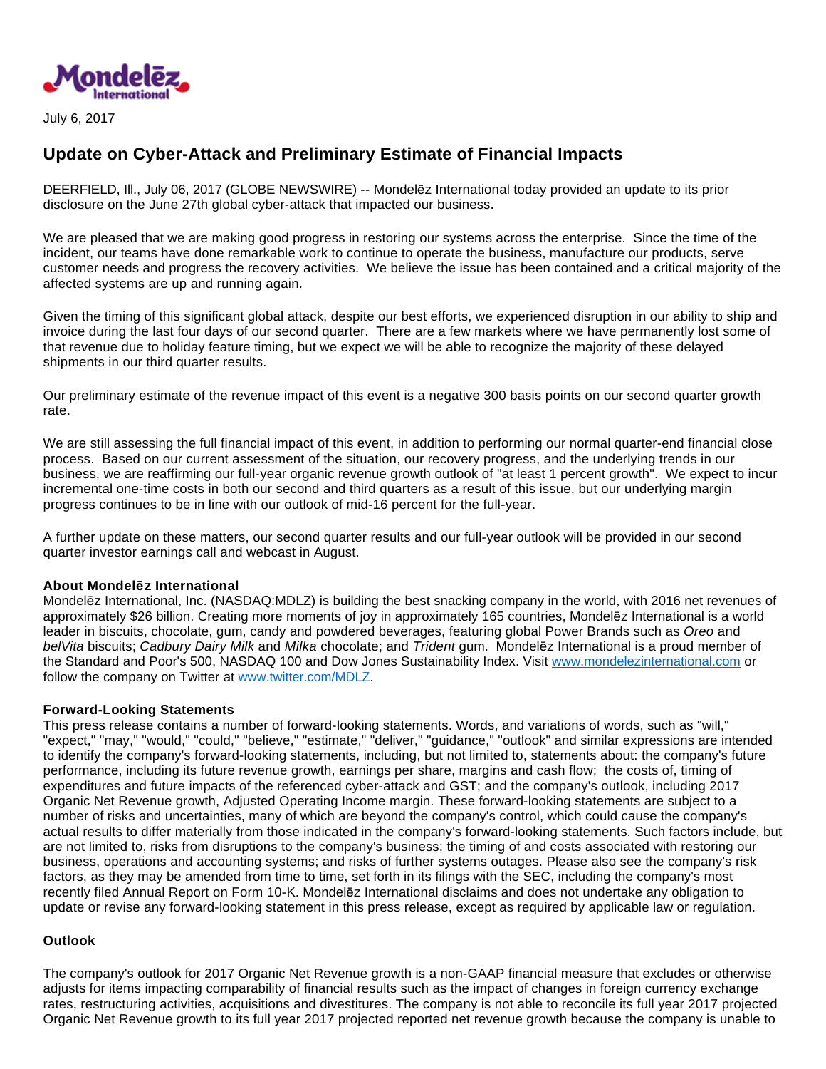July 6, 2017

# Update on Cyber-Attack and Preliminary Estimate of Financial Impacts

DEERFIELD, Ill., July 06, 2017 (GLOBE NEWSWIRE) -- Mondelēz International today provided an update to its prior disclosure on the June 27th global cyber-attack that impacted our business.

We are pleased that we are making good progress in restoring our systems across the enterprise. Since the time of the incident, our teams have done remarkable work to continue to operate the business, manufacture our products, serve customer needs and progress the recovery activities. We believe the issue has been contained and a critical majority of the affected systems are up and running again.

Given the timing of this significant global attack, despite our best efforts, we experienced disruption in our ability to ship and invoice during the last four days of our second quarter. There are a few markets where we have permanently lost some of that revenue due to holiday feature timing, but we expect we will be able to recognize the majority of these delayed shipments in our third quarter results.

Our preliminary estimate of the revenue impact of this event is a negative 300 basis points on our second quarter growth rate.

We are still assessing the full financial impact of this event, in addition to performing our normal quarter-end financial close process. Based on our current assessment of the situation, our recovery progress, and the underlying trends in our business, we are reaffirming our full-year organic revenue growth outlook of "at least 1 percent growth". We expect to incur incremental one-time costs in both our second and third quarters as a result of this issue, but our underlying margin progress continues to be in line with our outlook of mid-16 percent for the full-year.

A further update on these matters, our second quarter results and our full-year outlook will be provided in our second quarter investor earnings call and webcast in August.

**About Mondelēz International**
Mondelēz International, Inc. (NASDAQ:MDLZ) is building the best snacking company in the world, with 2016 net revenues of approximately $26 billion. Creating more moments of joy in approximately 165 countries, Mondelēz International is a world leader in biscuits, chocolate, gum, candy and powdered beverages, featuring global Power Brands such as *Oreo* and *belVita* biscuits; *Cadbury Dairy Milk* and *Milka* chocolate; and *Trident* gum. Mondelēz International is a proud member of the Standard and Poor's 500, NASDAQ 100 and Dow Jones Sustainability Index. Visit www.mondelezinternational.com or follow the company on Twitter at www.twitter.com/MDLZ.

**Forward-Looking Statements**
This press release contains a number of forward-looking statements. Words, and variations of words, such as "will," "expect," "may," "would," "could," "believe," "estimate," "deliver," "guidance," "outlook" and similar expressions are intended to identify the company's forward-looking statements, including, but not limited to, statements about: the company's future performance, including its future revenue growth, earnings per share, margins and cash flow; the costs of, timing of expenditures and future impacts of the referenced cyber-attack and GST; and the company's outlook, including 2017 Organic Net Revenue growth, Adjusted Operating Income margin. These forward-looking statements are subject to a number of risks and uncertainties, many of which are beyond the company's control, which could cause the company's actual results to differ materially from those indicated in the company's forward-looking statements. Such factors include, but are not limited to, risks from disruptions to the company's business; the timing of and costs associated with restoring our business, operations and accounting systems; and risks of further systems outages. Please also see the company's risk factors, as they may be amended from time to time, set forth in its filings with the SEC, including the company's most recently filed Annual Report on Form 10-K. Mondelēz International disclaims and does not undertake any obligation to update or revise any forward-looking statement in this press release, except as required by applicable law or regulation.

**Outlook**

The company's outlook for 2017 Organic Net Revenue growth is a non-GAAP financial measure that excludes or otherwise adjusts for items impacting comparability of financial results such as the impact of changes in foreign currency exchange rates, restructuring activities, acquisitions and divestitures. The company is not able to reconcile its full year 2017 projected Organic Net Revenue growth to its full year 2017 projected reported net revenue growth because the company is unable to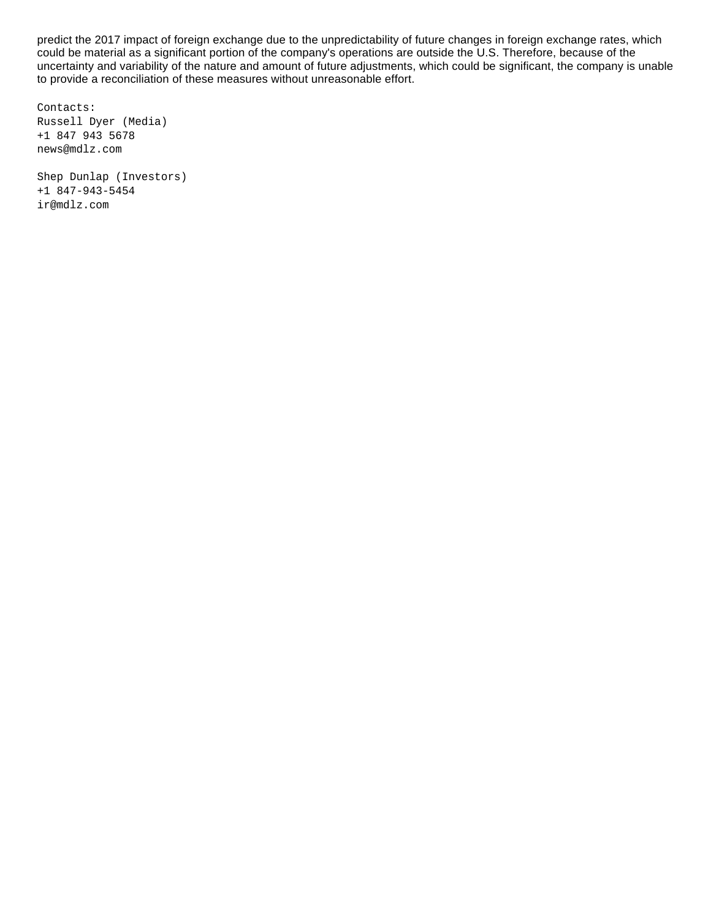predict the 2017 impact of foreign exchange due to the unpredictability of future changes in foreign exchange rates, which could be material as a significant portion of the company's operations are outside the U.S. Therefore, because of the uncertainty and variability of the nature and amount of future adjustments, which could be significant, the company is unable to provide a reconciliation of these measures without unreasonable effort.

Contacts:
Russell Dyer (Media)
+1 847 943 5678
news@mdlz.com

Shep Dunlap (Investors)
+1 847-943-5454
ir@mdlz.com